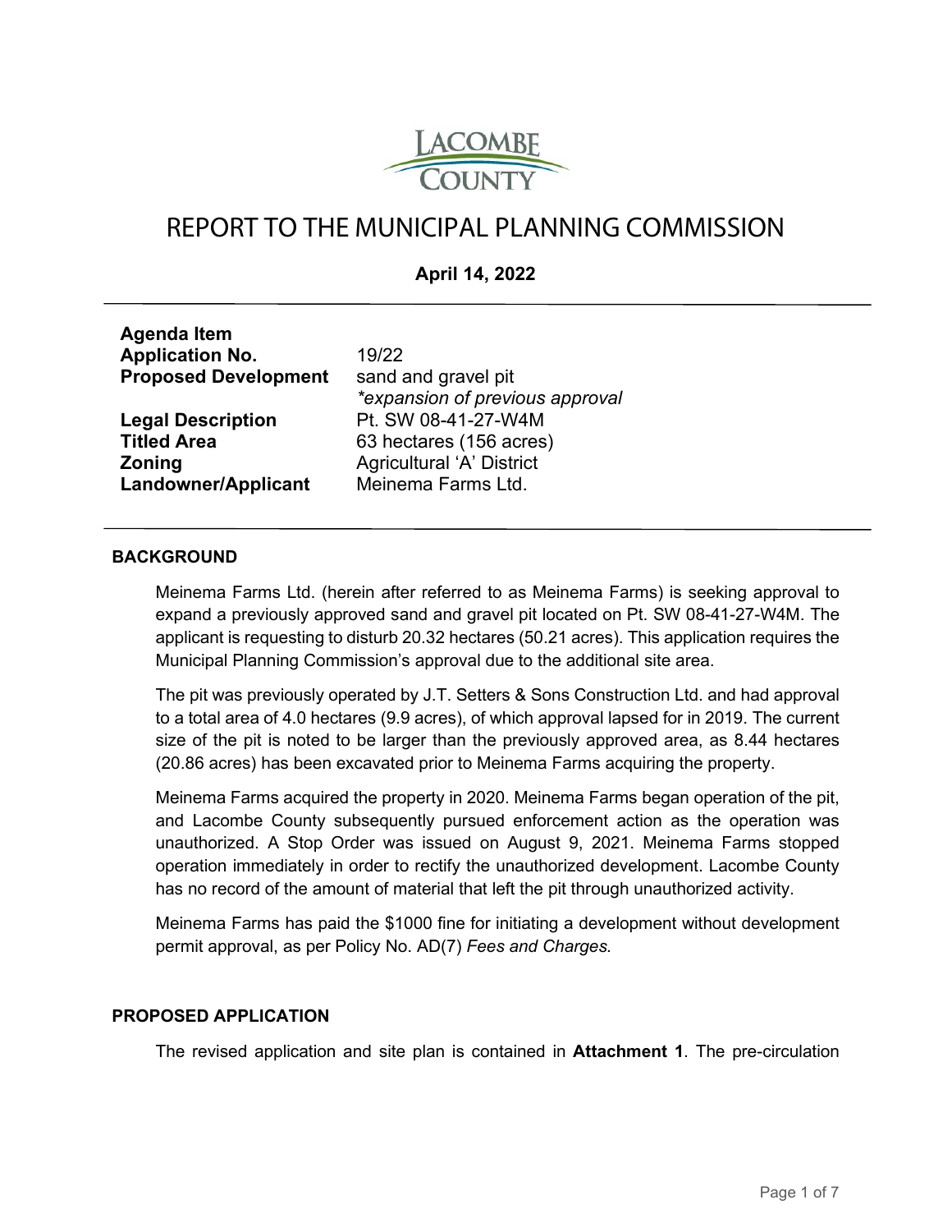LACOMBE COUNTY

# REPORT TO THE MUNICIPAL PLANNING COMMISSION

**April 14, 2022**

| | |
|---|---|
| **Agenda Item** | |
| **Application No.** | 19/22 |
| **Proposed Development** | sand and gravel pit *\*expansion of previous approval* |
| **Legal Description** | Pt. SW 08-41-27-W4M |
| **Titled Area** | 63 hectares (156 acres) |
| **Zoning** | Agricultural 'A' District |
| **Landowner/Applicant** | Meinema Farms Ltd. |

## BACKGROUND

Meinema Farms Ltd. (herein after referred to as Meinema Farms) is seeking approval to expand a previously approved sand and gravel pit located on Pt. SW 08-41-27-W4M. The applicant is requesting to disturb 20.32 hectares (50.21 acres). This application requires the Municipal Planning Commission's approval due to the additional site area.

The pit was previously operated by J.T. Setters & Sons Construction Ltd. and had approval to a total area of 4.0 hectares (9.9 acres), of which approval lapsed for in 2019. The current size of the pit is noted to be larger than the previously approved area, as 8.44 hectares (20.86 acres) has been excavated prior to Meinema Farms acquiring the property.

Meinema Farms acquired the property in 2020. Meinema Farms began operation of the pit, and Lacombe County subsequently pursued enforcement action as the operation was unauthorized. A Stop Order was issued on August 9, 2021. Meinema Farms stopped operation immediately in order to rectify the unauthorized development. Lacombe County has no record of the amount of material that left the pit through unauthorized activity.

Meinema Farms has paid the $1000 fine for initiating a development without development permit approval, as per Policy No. AD(7) *Fees and Charges.*

## PROPOSED APPLICATION

The revised application and site plan is contained in **Attachment 1**. The pre-circulation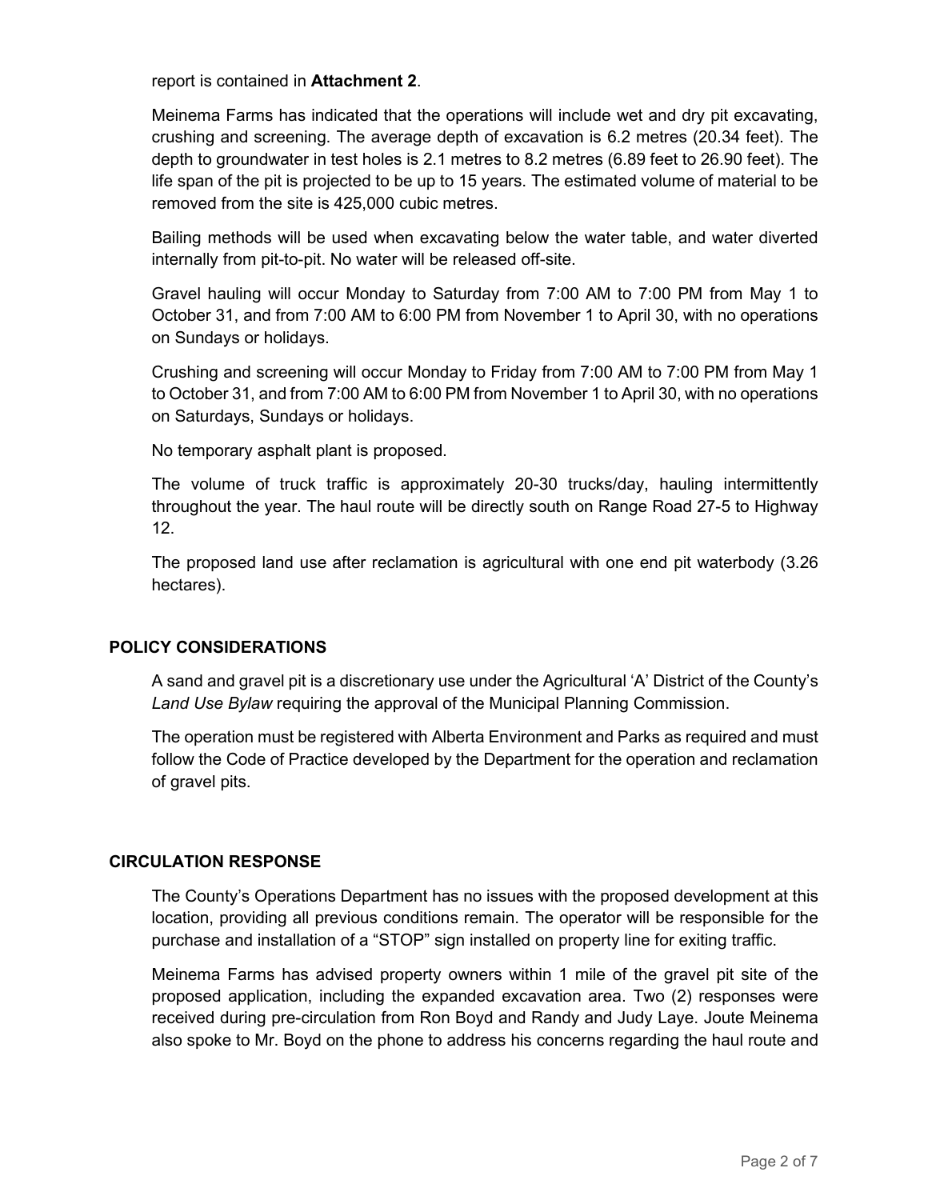report is contained in **Attachment 2**.

Meinema Farms has indicated that the operations will include wet and dry pit excavating, crushing and screening. The average depth of excavation is 6.2 metres (20.34 feet). The depth to groundwater in test holes is 2.1 metres to 8.2 metres (6.89 feet to 26.90 feet). The life span of the pit is projected to be up to 15 years. The estimated volume of material to be removed from the site is 425,000 cubic metres.

Bailing methods will be used when excavating below the water table, and water diverted internally from pit-to-pit. No water will be released off-site.

Gravel hauling will occur Monday to Saturday from 7:00 AM to 7:00 PM from May 1 to October 31, and from 7:00 AM to 6:00 PM from November 1 to April 30, with no operations on Sundays or holidays.

Crushing and screening will occur Monday to Friday from 7:00 AM to 7:00 PM from May 1 to October 31, and from 7:00 AM to 6:00 PM from November 1 to April 30, with no operations on Saturdays, Sundays or holidays.

No temporary asphalt plant is proposed.

The volume of truck traffic is approximately 20-30 trucks/day, hauling intermittently throughout the year. The haul route will be directly south on Range Road 27-5 to Highway 12.

The proposed land use after reclamation is agricultural with one end pit waterbody (3.26 hectares).

## POLICY CONSIDERATIONS

A sand and gravel pit is a discretionary use under the Agricultural 'A' District of the County's *Land Use Bylaw* requiring the approval of the Municipal Planning Commission.

The operation must be registered with Alberta Environment and Parks as required and must follow the Code of Practice developed by the Department for the operation and reclamation of gravel pits.

## CIRCULATION RESPONSE

The County's Operations Department has no issues with the proposed development at this location, providing all previous conditions remain. The operator will be responsible for the purchase and installation of a "STOP" sign installed on property line for exiting traffic.

Meinema Farms has advised property owners within 1 mile of the gravel pit site of the proposed application, including the expanded excavation area. Two (2) responses were received during pre-circulation from Ron Boyd and Randy and Judy Laye. Joute Meinema also spoke to Mr. Boyd on the phone to address his concerns regarding the haul route and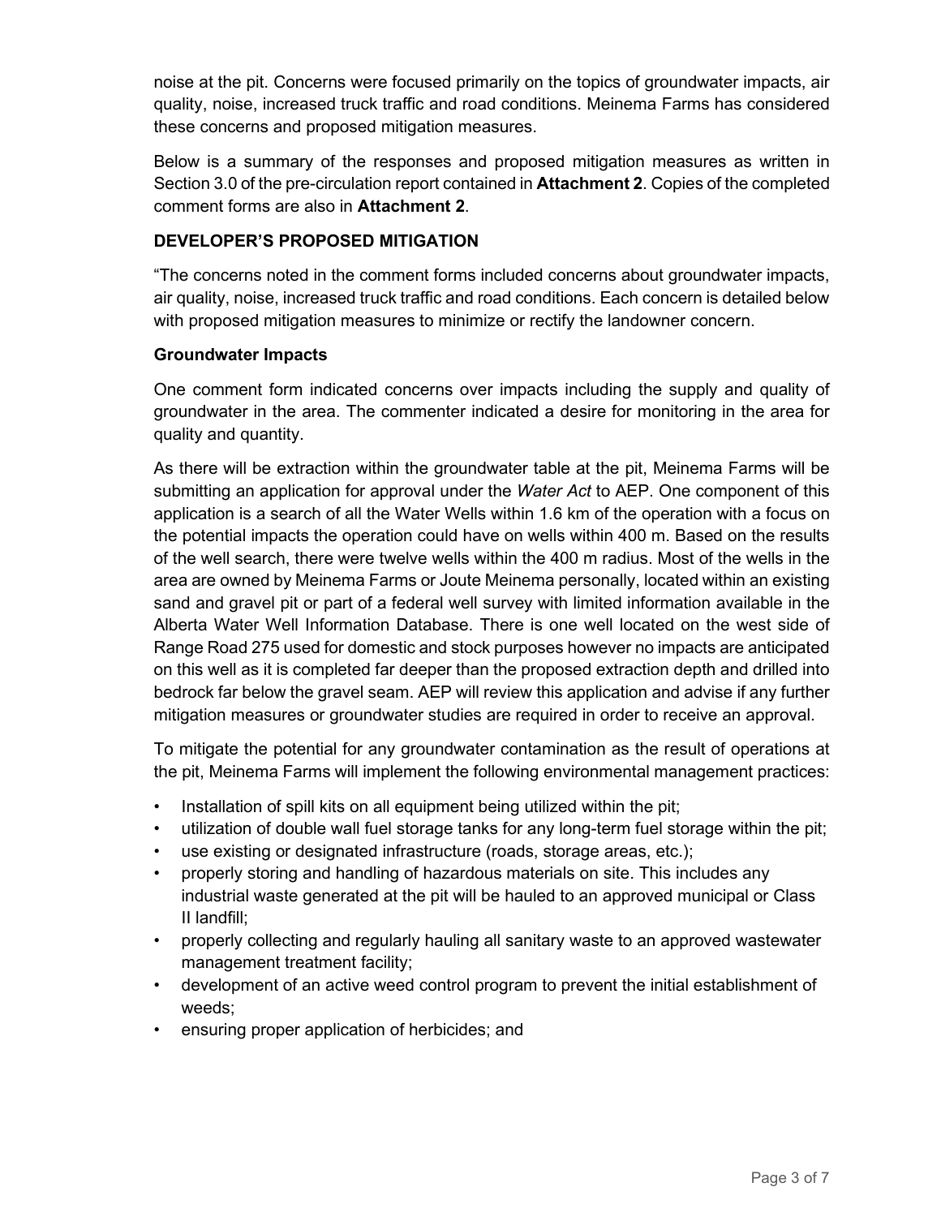noise at the pit. Concerns were focused primarily on the topics of groundwater impacts, air quality, noise, increased truck traffic and road conditions. Meinema Farms has considered these concerns and proposed mitigation measures.

Below is a summary of the responses and proposed mitigation measures as written in Section 3.0 of the pre-circulation report contained in **Attachment 2**. Copies of the completed comment forms are also in **Attachment 2**.

## DEVELOPER'S PROPOSED MITIGATION

"The concerns noted in the comment forms included concerns about groundwater impacts, air quality, noise, increased truck traffic and road conditions. Each concern is detailed below with proposed mitigation measures to minimize or rectify the landowner concern.

### Groundwater Impacts

One comment form indicated concerns over impacts including the supply and quality of groundwater in the area. The commenter indicated a desire for monitoring in the area for quality and quantity.

As there will be extraction within the groundwater table at the pit, Meinema Farms will be submitting an application for approval under the *Water Act* to AEP. One component of this application is a search of all the Water Wells within 1.6 km of the operation with a focus on the potential impacts the operation could have on wells within 400 m. Based on the results of the well search, there were twelve wells within the 400 m radius. Most of the wells in the area are owned by Meinema Farms or Joute Meinema personally, located within an existing sand and gravel pit or part of a federal well survey with limited information available in the Alberta Water Well Information Database. There is one well located on the west side of Range Road 275 used for domestic and stock purposes however no impacts are anticipated on this well as it is completed far deeper than the proposed extraction depth and drilled into bedrock far below the gravel seam. AEP will review this application and advise if any further mitigation measures or groundwater studies are required in order to receive an approval.

To mitigate the potential for any groundwater contamination as the result of operations at the pit, Meinema Farms will implement the following environmental management practices:

- Installation of spill kits on all equipment being utilized within the pit;
- utilization of double wall fuel storage tanks for any long-term fuel storage within the pit;
- use existing or designated infrastructure (roads, storage areas, etc.);
- properly storing and handling of hazardous materials on site. This includes any industrial waste generated at the pit will be hauled to an approved municipal or Class II landfill;
- properly collecting and regularly hauling all sanitary waste to an approved wastewater management treatment facility;
- development of an active weed control program to prevent the initial establishment of weeds;
- ensuring proper application of herbicides; and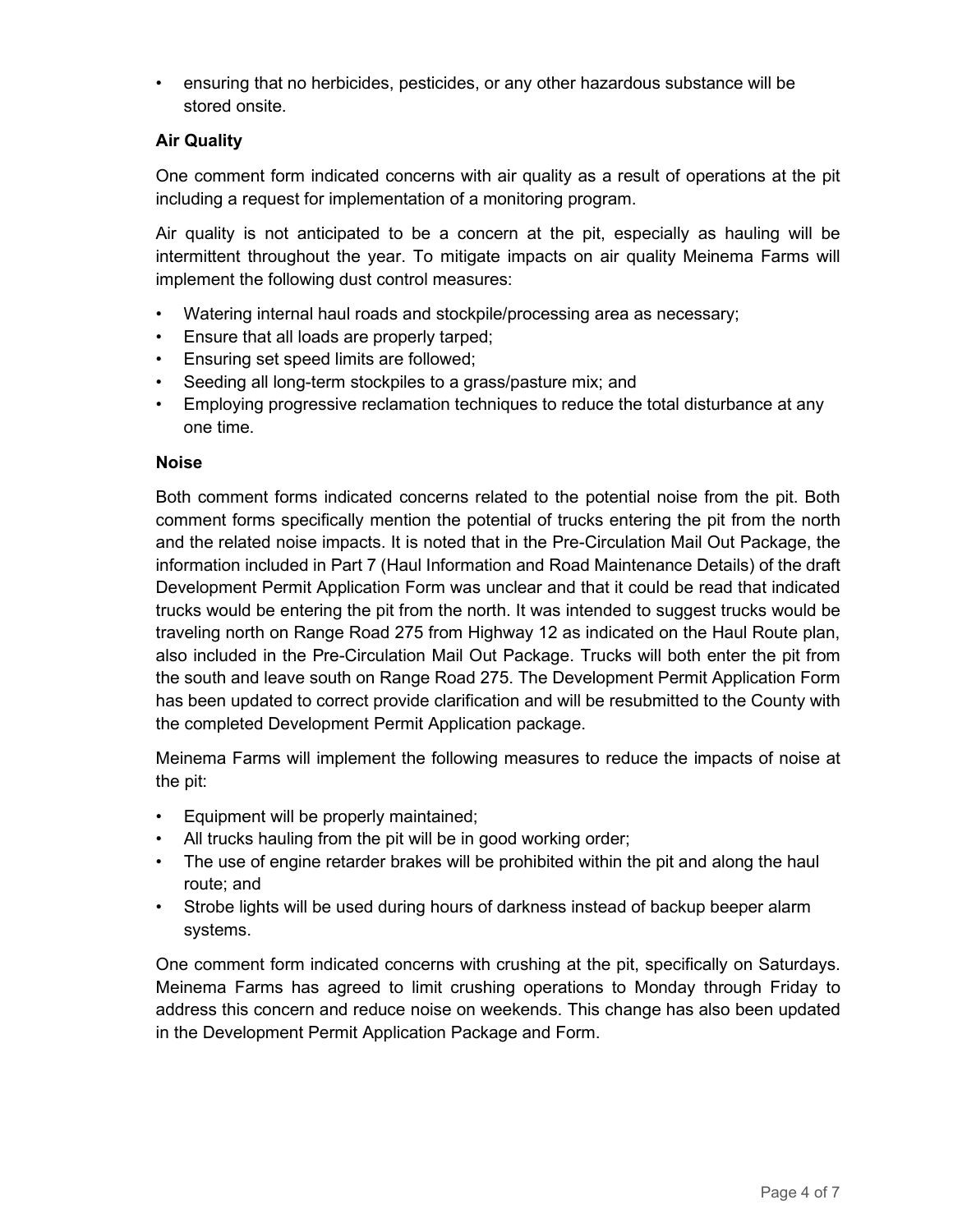- ensuring that no herbicides, pesticides, or any other hazardous substance will be stored onsite.

### Air Quality

One comment form indicated concerns with air quality as a result of operations at the pit including a request for implementation of a monitoring program.

Air quality is not anticipated to be a concern at the pit, especially as hauling will be intermittent throughout the year. To mitigate impacts on air quality Meinema Farms will implement the following dust control measures:

- Watering internal haul roads and stockpile/processing area as necessary;
- Ensure that all loads are properly tarped;
- Ensuring set speed limits are followed;
- Seeding all long-term stockpiles to a grass/pasture mix; and
- Employing progressive reclamation techniques to reduce the total disturbance at any one time.

### Noise

Both comment forms indicated concerns related to the potential noise from the pit. Both comment forms specifically mention the potential of trucks entering the pit from the north and the related noise impacts. It is noted that in the Pre-Circulation Mail Out Package, the information included in Part 7 (Haul Information and Road Maintenance Details) of the draft Development Permit Application Form was unclear and that it could be read that indicated trucks would be entering the pit from the north. It was intended to suggest trucks would be traveling north on Range Road 275 from Highway 12 as indicated on the Haul Route plan, also included in the Pre-Circulation Mail Out Package. Trucks will both enter the pit from the south and leave south on Range Road 275. The Development Permit Application Form has been updated to correct provide clarification and will be resubmitted to the County with the completed Development Permit Application package.

Meinema Farms will implement the following measures to reduce the impacts of noise at the pit:

- Equipment will be properly maintained;
- All trucks hauling from the pit will be in good working order;
- The use of engine retarder brakes will be prohibited within the pit and along the haul route; and
- Strobe lights will be used during hours of darkness instead of backup beeper alarm systems.

One comment form indicated concerns with crushing at the pit, specifically on Saturdays. Meinema Farms has agreed to limit crushing operations to Monday through Friday to address this concern and reduce noise on weekends. This change has also been updated in the Development Permit Application Package and Form.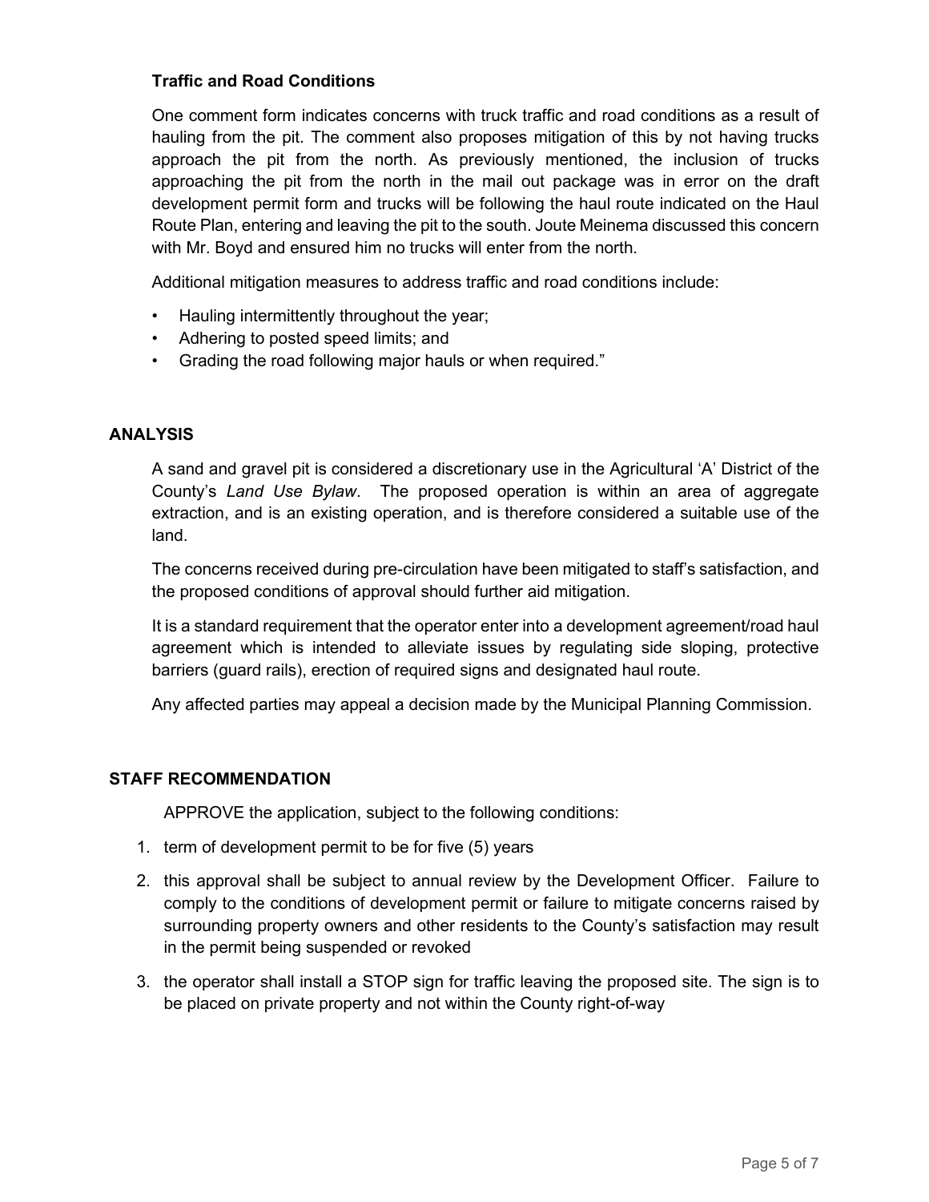**Traffic and Road Conditions**

One comment form indicates concerns with truck traffic and road conditions as a result of hauling from the pit. The comment also proposes mitigation of this by not having trucks approach the pit from the north. As previously mentioned, the inclusion of trucks approaching the pit from the north in the mail out package was in error on the draft development permit form and trucks will be following the haul route indicated on the Haul Route Plan, entering and leaving the pit to the south. Joute Meinema discussed this concern with Mr. Boyd and ensured him no trucks will enter from the north.

Additional mitigation measures to address traffic and road conditions include:

- Hauling intermittently throughout the year;
- Adhering to posted speed limits; and
- Grading the road following major hauls or when required."

## ANALYSIS

A sand and gravel pit is considered a discretionary use in the Agricultural 'A' District of the County's *Land Use Bylaw*. The proposed operation is within an area of aggregate extraction, and is an existing operation, and is therefore considered a suitable use of the land.

The concerns received during pre-circulation have been mitigated to staff's satisfaction, and the proposed conditions of approval should further aid mitigation.

It is a standard requirement that the operator enter into a development agreement/road haul agreement which is intended to alleviate issues by regulating side sloping, protective barriers (guard rails), erection of required signs and designated haul route.

Any affected parties may appeal a decision made by the Municipal Planning Commission.

## STAFF RECOMMENDATION

APPROVE the application, subject to the following conditions:

1. term of development permit to be for five (5) years
2. this approval shall be subject to annual review by the Development Officer. Failure to comply to the conditions of development permit or failure to mitigate concerns raised by surrounding property owners and other residents to the County's satisfaction may result in the permit being suspended or revoked
3. the operator shall install a STOP sign for traffic leaving the proposed site. The sign is to be placed on private property and not within the County right-of-way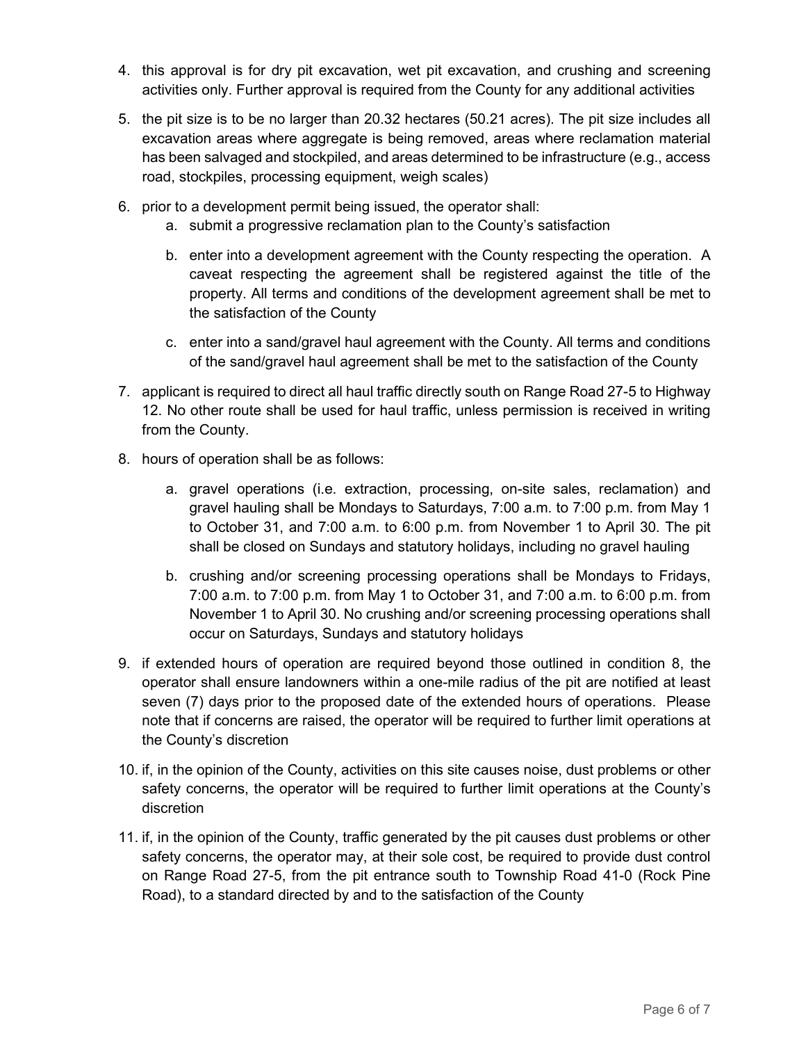4. this approval is for dry pit excavation, wet pit excavation, and crushing and screening activities only. Further approval is required from the County for any additional activities
5. the pit size is to be no larger than 20.32 hectares (50.21 acres). The pit size includes all excavation areas where aggregate is being removed, areas where reclamation material has been salvaged and stockpiled, and areas determined to be infrastructure (e.g., access road, stockpiles, processing equipment, weigh scales)
6. prior to a development permit being issued, the operator shall:
   a. submit a progressive reclamation plan to the County's satisfaction
   b. enter into a development agreement with the County respecting the operation. A caveat respecting the agreement shall be registered against the title of the property. All terms and conditions of the development agreement shall be met to the satisfaction of the County
   c. enter into a sand/gravel haul agreement with the County. All terms and conditions of the sand/gravel haul agreement shall be met to the satisfaction of the County
7. applicant is required to direct all haul traffic directly south on Range Road 27-5 to Highway 12. No other route shall be used for haul traffic, unless permission is received in writing from the County.
8. hours of operation shall be as follows:
   a. gravel operations (i.e. extraction, processing, on-site sales, reclamation) and gravel hauling shall be Mondays to Saturdays, 7:00 a.m. to 7:00 p.m. from May 1 to October 31, and 7:00 a.m. to 6:00 p.m. from November 1 to April 30. The pit shall be closed on Sundays and statutory holidays, including no gravel hauling
   b. crushing and/or screening processing operations shall be Mondays to Fridays, 7:00 a.m. to 7:00 p.m. from May 1 to October 31, and 7:00 a.m. to 6:00 p.m. from November 1 to April 30. No crushing and/or screening processing operations shall occur on Saturdays, Sundays and statutory holidays
9. if extended hours of operation are required beyond those outlined in condition 8, the operator shall ensure landowners within a one-mile radius of the pit are notified at least seven (7) days prior to the proposed date of the extended hours of operations. Please note that if concerns are raised, the operator will be required to further limit operations at the County's discretion
10. if, in the opinion of the County, activities on this site causes noise, dust problems or other safety concerns, the operator will be required to further limit operations at the County's discretion
11. if, in the opinion of the County, traffic generated by the pit causes dust problems or other safety concerns, the operator may, at their sole cost, be required to provide dust control on Range Road 27-5, from the pit entrance south to Township Road 41-0 (Rock Pine Road), to a standard directed by and to the satisfaction of the County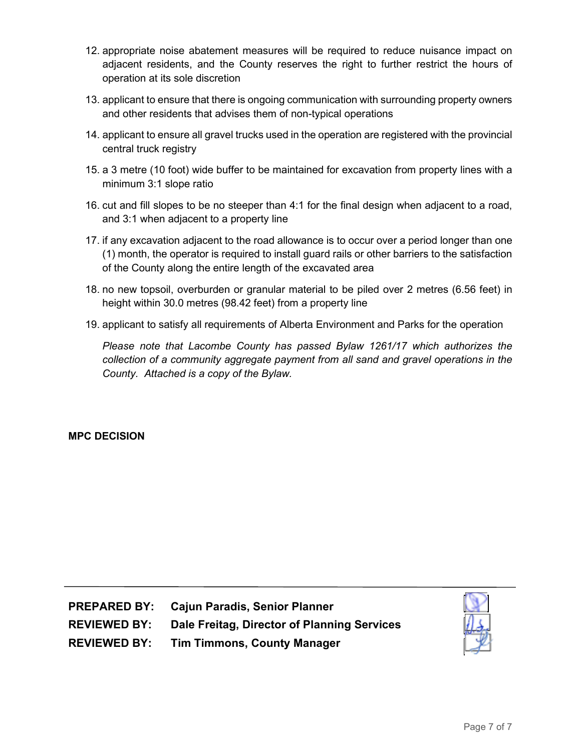12. appropriate noise abatement measures will be required to reduce nuisance impact on adjacent residents, and the County reserves the right to further restrict the hours of operation at its sole discretion
13. applicant to ensure that there is ongoing communication with surrounding property owners and other residents that advises them of non-typical operations
14. applicant to ensure all gravel trucks used in the operation are registered with the provincial central truck registry
15. a 3 metre (10 foot) wide buffer to be maintained for excavation from property lines with a minimum 3:1 slope ratio
16. cut and fill slopes to be no steeper than 4:1 for the final design when adjacent to a road, and 3:1 when adjacent to a property line
17. if any excavation adjacent to the road allowance is to occur over a period longer than one (1) month, the operator is required to install guard rails or other barriers to the satisfaction of the County along the entire length of the excavated area
18. no new topsoil, overburden or granular material to be piled over 2 metres (6.56 feet) in height within 30.0 metres (98.42 feet) from a property line
19. applicant to satisfy all requirements of Alberta Environment and Parks for the operation

*Please note that Lacombe County has passed Bylaw 1261/17 which authorizes the collection of a community aggregate payment from all sand and gravel operations in the County. Attached is a copy of the Bylaw.*

**MPC DECISION**

---

**PREPARED BY:** **Cajun Paradis, Senior Planner**

**REVIEWED BY:** **Dale Freitag, Director of Planning Services**

**REVIEWED BY:** **Tim Timmons, County Manager**